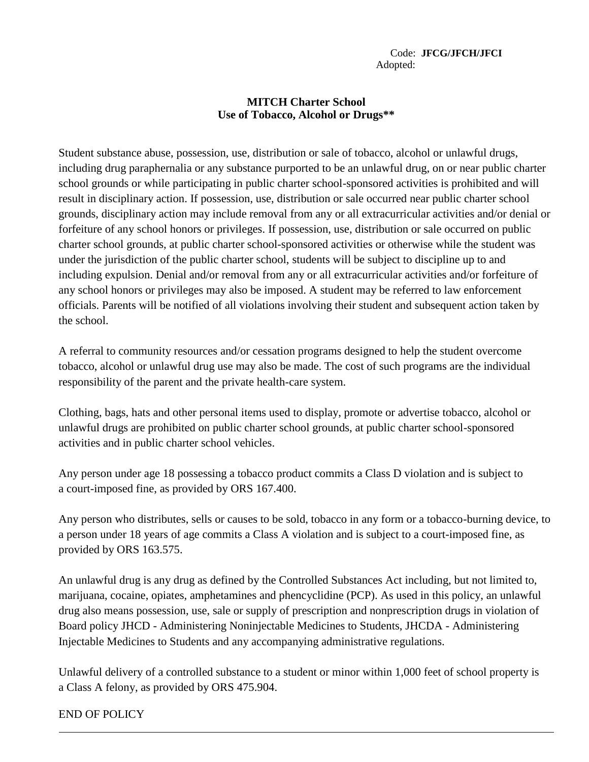Code: **JFCG/JFCH/JFCI**
Adopted:

**MITCH Charter School**
**Use of Tobacco, Alcohol or Drugs****

Student substance abuse, possession, use, distribution or sale of tobacco, alcohol or unlawful drugs, including drug paraphernalia or any substance purported to be an unlawful drug, on or near public charter school grounds or while participating in public charter school-sponsored activities is prohibited and will result in disciplinary action. If possession, use, distribution or sale occurred near public charter school grounds, disciplinary action may include removal from any or all extracurricular activities and/or denial or forfeiture of any school honors or privileges. If possession, use, distribution or sale occurred on public charter school grounds, at public charter school-sponsored activities or otherwise while the student was under the jurisdiction of the public charter school, students will be subject to discipline up to and including expulsion. Denial and/or removal from any or all extracurricular activities and/or forfeiture of any school honors or privileges may also be imposed. A student may be referred to law enforcement officials. Parents will be notified of all violations involving their student and subsequent action taken by the school.

A referral to community resources and/or cessation programs designed to help the student overcome tobacco, alcohol or unlawful drug use may also be made. The cost of such programs are the individual responsibility of the parent and the private health-care system.

Clothing, bags, hats and other personal items used to display, promote or advertise tobacco, alcohol or unlawful drugs are prohibited on public charter school grounds, at public charter school-sponsored activities and in public charter school vehicles.

Any person under age 18 possessing a tobacco product commits a Class D violation and is subject to a court-imposed fine, as provided by ORS 167.400.

Any person who distributes, sells or causes to be sold, tobacco in any form or a tobacco-burning device, to a person under 18 years of age commits a Class A violation and is subject to a court-imposed fine, as provided by ORS 163.575.

An unlawful drug is any drug as defined by the Controlled Substances Act including, but not limited to, marijuana, cocaine, opiates, amphetamines and phencyclidine (PCP). As used in this policy, an unlawful drug also means possession, use, sale or supply of prescription and nonprescription drugs in violation of Board policy JHCD - Administering Noninjectable Medicines to Students, JHCDA - Administering Injectable Medicines to Students and any accompanying administrative regulations.

Unlawful delivery of a controlled substance to a student or minor within 1,000 feet of school property is a Class A felony, as provided by ORS 475.904.

END OF POLICY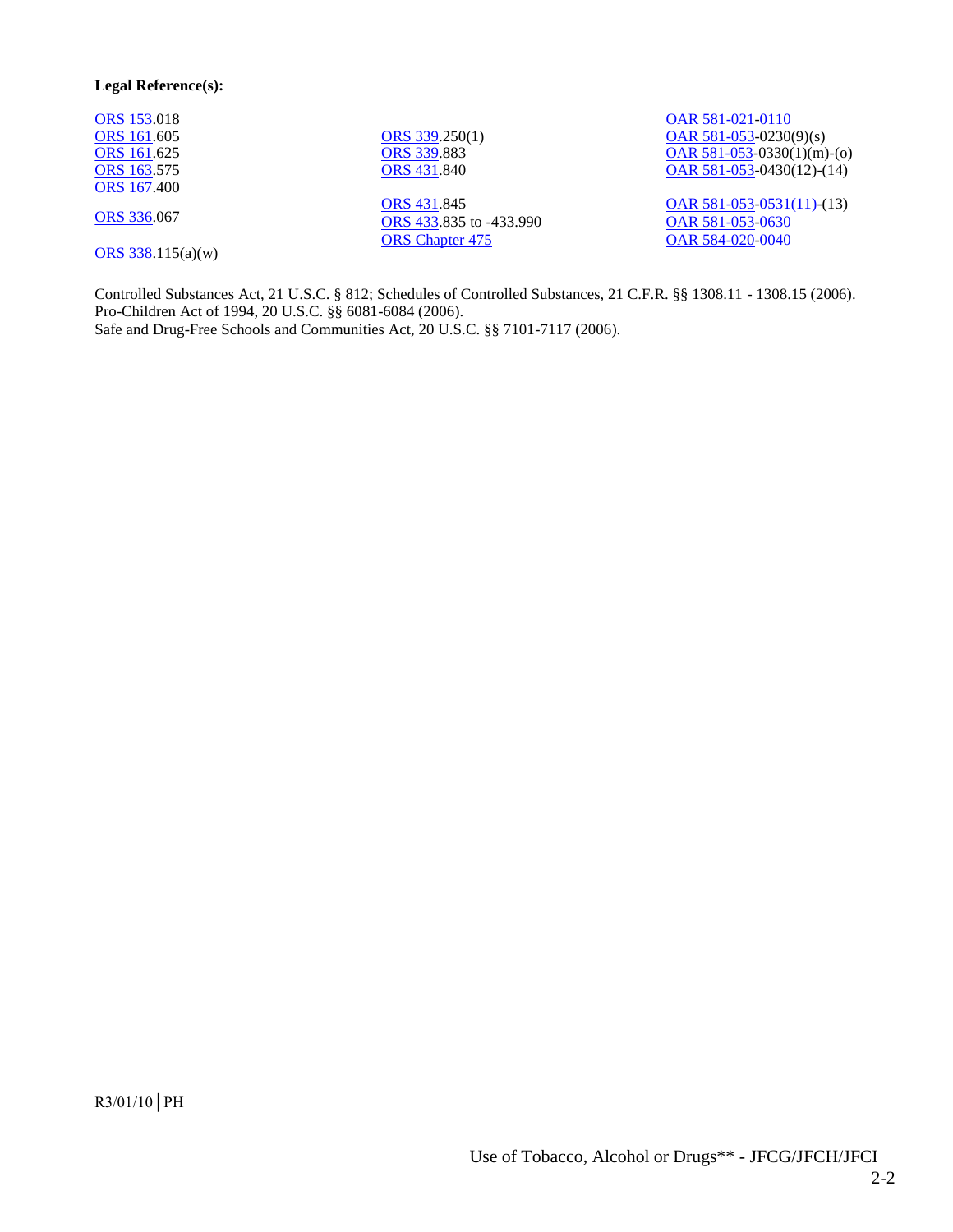**Legal Reference(s):**

ORS 153.018
ORS 161.605
ORS 161.625
ORS 163.575
ORS 167.400
ORS 336.067
ORS 338.115(a)(w)

ORS 339.250(1)
ORS 339.883
ORS 431.840
ORS 431.845
ORS 433.835 to -433.990
ORS Chapter 475

OAR 581-021-0110
OAR 581-053-0230(9)(s)
OAR 581-053-0330(1)(m)-(o)
OAR 581-053-0430(12)-(14)
OAR 581-053-0531(11)-(13)
OAR 581-053-0630
OAR 584-020-0040

Controlled Substances Act, 21 U.S.C. § 812; Schedules of Controlled Substances, 21 C.F.R. §§ 1308.11 - 1308.15 (2006).
Pro-Children Act of 1994, 20 U.S.C. §§ 6081-6084 (2006).
Safe and Drug-Free Schools and Communities Act, 20 U.S.C. §§ 7101-7117 (2006).

R3/01/10│PH